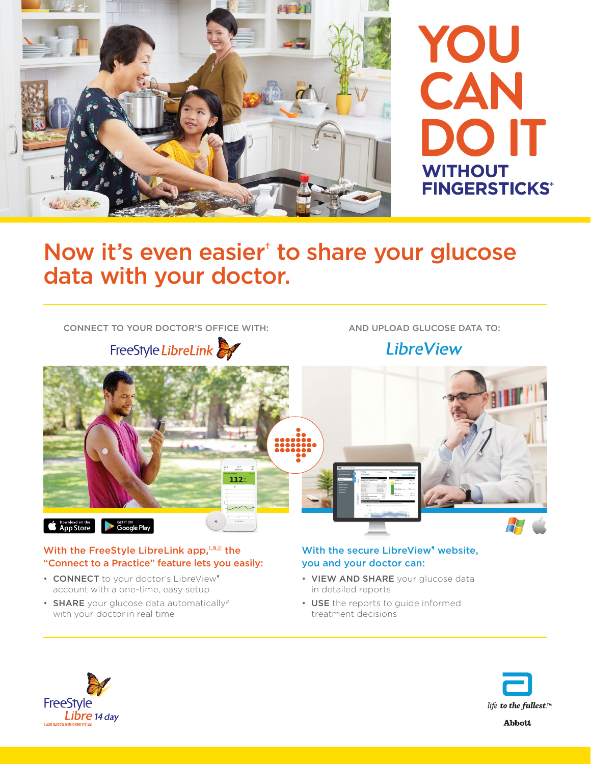# YOU CAN DO IT WITHOUT FINGERSTICKS*

## Now it's even easier† to share your glucose data with your doctor.

CONNECT TO YOUR DOCTOR'S OFFICE WITH:

FreeStyle LibreLink

AND UPLOAD GLUCOSE DATA TO:

LibreView

### With the FreeStyle LibreLink app,‡,§,|| the "Connect to a Practice" feature lets you easily:

- **CONNECT** to your doctor's LibreView¶ account with a one-time, easy setup
- **SHARE** your glucose data automatically# with your doctor in real time

### With the secure LibreView¶ website, you and your doctor can:

- **VIEW AND SHARE** your glucose data in detailed reports
- **USE** the reports to guide informed treatment decisions

FreeStyle Libre 14 day
FLASH GLUCOSE MONITORING SYSTEM

life. to the fullest.™
Abbott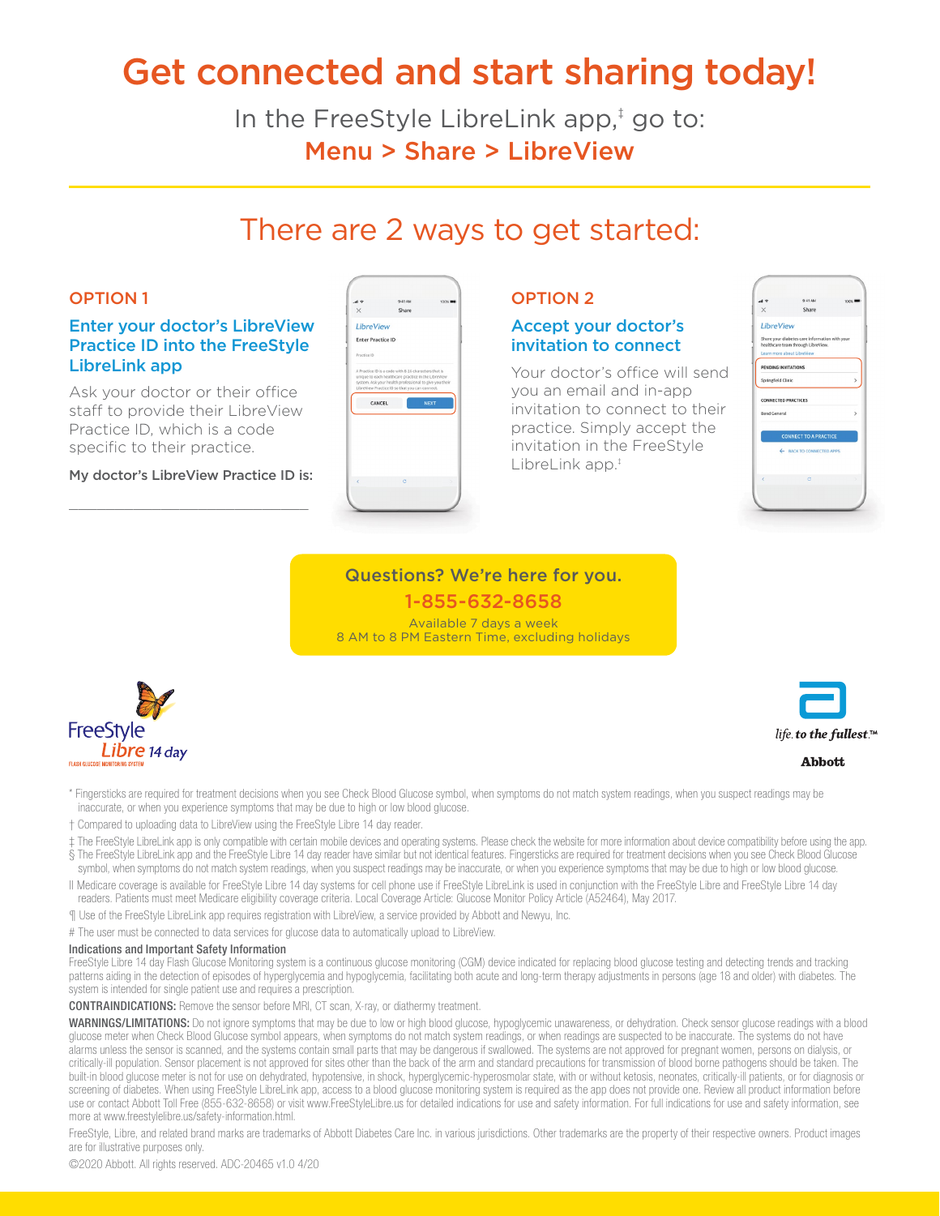# Get connected and start sharing today!

In the FreeStyle LibreLink app,[‡] go to:

**Menu > Share > LibreView**

## There are 2 ways to get started:

### OPTION 1

#### Enter your doctor's LibreView Practice ID into the FreeStyle LibreLink app

Ask your doctor or their office staff to provide their LibreView Practice ID, which is a code specific to their practice.

**My doctor's LibreView Practice ID is:**

_______________________________

### OPTION 2

#### Accept your doctor's invitation to connect

Your doctor's office will send you an email and in-app invitation to connect to their practice. Simply accept the invitation in the FreeStyle LibreLink app.[‡]

**Questions? We're here for you.**

**1-855-632-8658**

Available 7 days a week
8 AM to 8 PM Eastern Time, excluding holidays

\* Fingersticks are required for treatment decisions when you see Check Blood Glucose symbol, when symptoms do not match system readings, when you suspect readings may be inaccurate, or when you experience symptoms that may be due to high or low blood glucose.

† Compared to uploading data to LibreView using the FreeStyle Libre 14 day reader.

‡ The FreeStyle LibreLink app is only compatible with certain mobile devices and operating systems. Please check the website for more information about device compatibility before using the app.

§ The FreeStyle LibreLink app and the FreeStyle Libre 14 day reader have similar but not identical features. Fingersticks are required for treatment decisions when you see Check Blood Glucose symbol, when symptoms do not match system readings, when you suspect readings may be inaccurate, or when you experience symptoms that may be due to high or low blood glucose.

II Medicare coverage is available for FreeStyle Libre 14 day systems for cell phone use if FreeStyle LibreLink is used in conjunction with the FreeStyle Libre and FreeStyle Libre 14 day readers. Patients must meet Medicare eligibility coverage criteria. Local Coverage Article: Glucose Monitor Policy Article (A52464), May 2017.

¶ Use of the FreeStyle LibreLink app requires registration with LibreView, a service provided by Abbott and Newyu, Inc.

# The user must be connected to data services for glucose data to automatically upload to LibreView.

**Indications and Important Safety Information**

FreeStyle Libre 14 day Flash Glucose Monitoring system is a continuous glucose monitoring (CGM) device indicated for replacing blood glucose testing and detecting trends and tracking patterns aiding in the detection of episodes of hyperglycemia and hypoglycemia, facilitating both acute and long-term therapy adjustments in persons (age 18 and older) with diabetes. The system is intended for single patient use and requires a prescription.

**CONTRAINDICATIONS:** Remove the sensor before MRI, CT scan, X-ray, or diathermy treatment.

**WARNINGS/LIMITATIONS:** Do not ignore symptoms that may be due to low or high blood glucose, hypoglycemic unawareness, or dehydration. Check sensor glucose readings with a blood glucose meter when Check Blood Glucose symbol appears, when symptoms do not match system readings, or when readings are suspected to be inaccurate. The systems do not have alarms unless the sensor is scanned, and the systems contain small parts that may be dangerous if swallowed. The systems are not approved for pregnant women, persons on dialysis, or critically-ill population. Sensor placement is not approved for sites other than the back of the arm and standard precautions for transmission of blood borne pathogens should be taken. The built-in blood glucose meter is not for use on dehydrated, hypotensive, in shock, hyperglycemic-hyperosmolar state, with or without ketosis, neonates, critically-ill patients, or for diagnosis or screening of diabetes. When using FreeStyle LibreLink app, access to a blood glucose monitoring system is required as the app does not provide one. Review all product information before use or contact Abbott Toll Free (855-632-8658) or visit www.FreeStyleLibre.us for detailed indications for use and safety information. For full indications for use and safety information, see more at www.freestylelibre.us/safety-information.html.

FreeStyle, Libre, and related brand marks are trademarks of Abbott Diabetes Care Inc. in various jurisdictions. Other trademarks are the property of their respective owners. Product images are for illustrative purposes only.

©2020 Abbott. All rights reserved. ADC-20465 v1.0 4/20